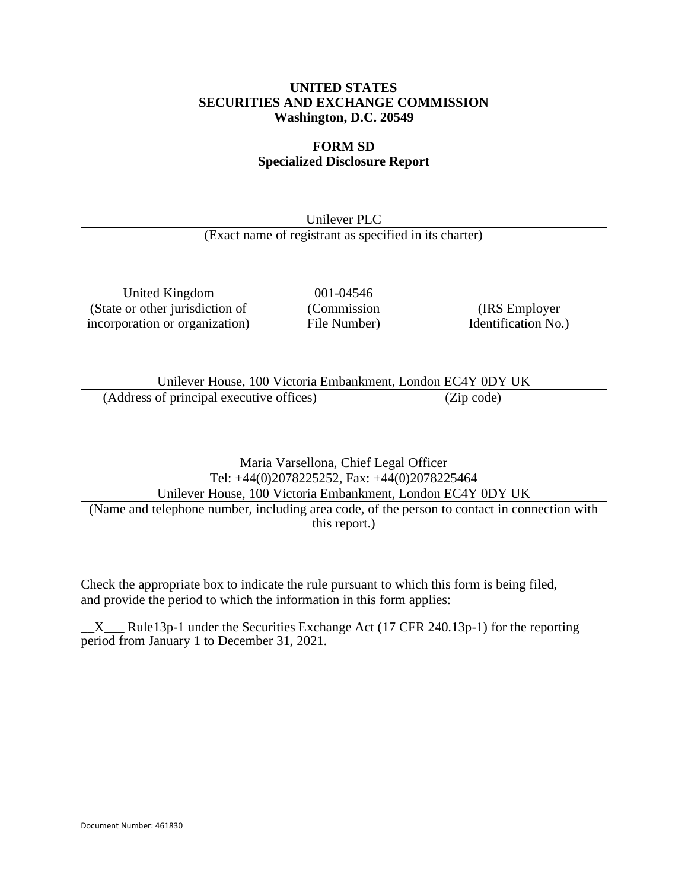**UNITED STATES**
**SECURITIES AND EXCHANGE COMMISSION**
**Washington, D.C. 20549**

**FORM SD**
**Specialized Disclosure Report**

Unilever PLC
(Exact name of registrant as specified in its charter)

| United Kingdom | 001-04546 | |
|---|---|---|
| (State or other jurisdiction of incorporation or organization) | (Commission File Number) | (IRS Employer Identification No.) |

Unilever House, 100 Victoria Embankment, London EC4Y 0DY UK
(Address of principal executive offices) (Zip code)

Maria Varsellona, Chief Legal Officer
Tel: +44(0)2078225252, Fax: +44(0)2078225464
Unilever House, 100 Victoria Embankment, London EC4Y 0DY UK
(Name and telephone number, including area code, of the person to contact in connection with this report.)

Check the appropriate box to indicate the rule pursuant to which this form is being filed, and provide the period to which the information in this form applies:

__X___ Rule13p-1 under the Securities Exchange Act (17 CFR 240.13p-1) for the reporting period from January 1 to December 31, 2021.

Document Number: 461830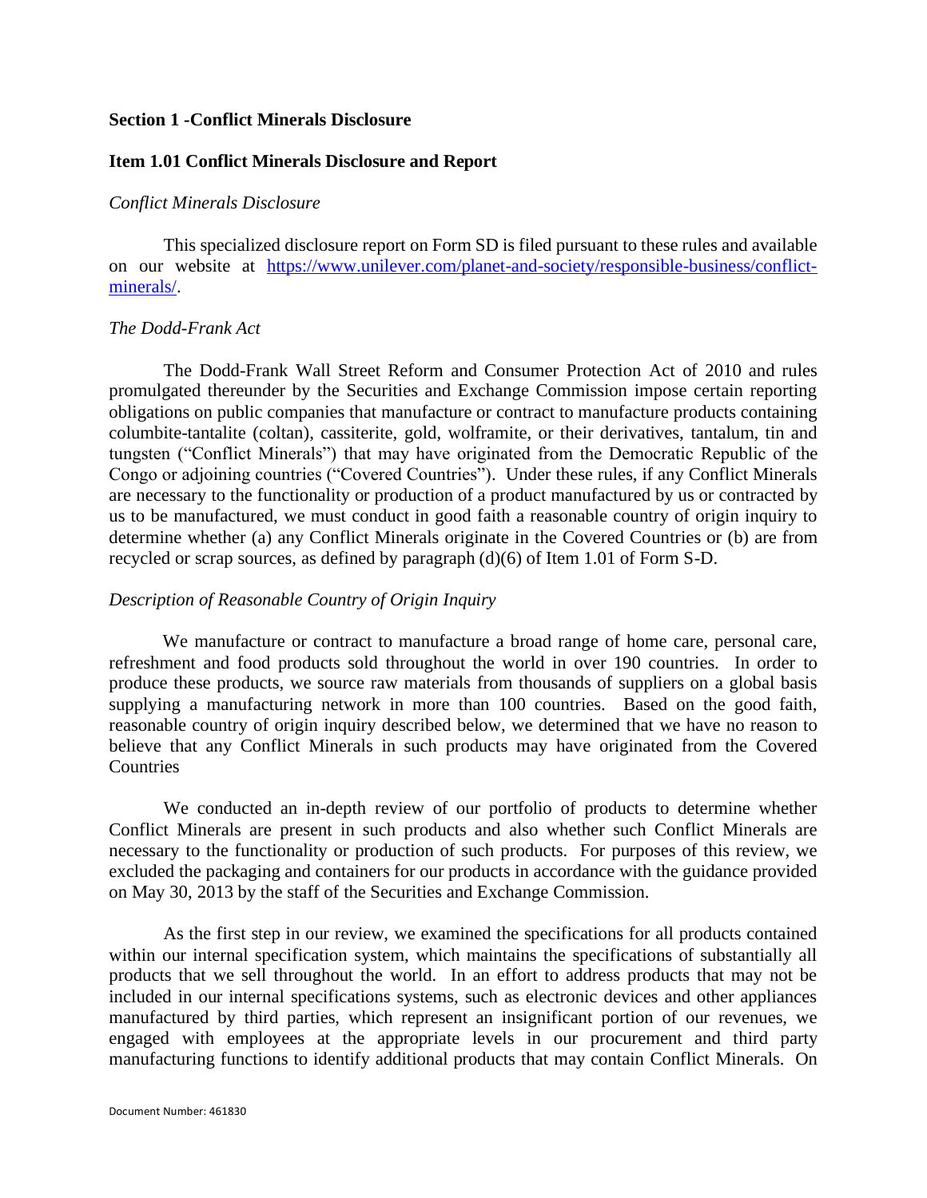## Section 1 -Conflict Minerals Disclosure

### Item 1.01 Conflict Minerals Disclosure and Report

*Conflict Minerals Disclosure*

This specialized disclosure report on Form SD is filed pursuant to these rules and available on our website at [https://www.unilever.com/planet-and-society/responsible-business/conflict-minerals/](https://www.unilever.com/planet-and-society/responsible-business/conflict-minerals/).

*The Dodd-Frank Act*

The Dodd-Frank Wall Street Reform and Consumer Protection Act of 2010 and rules promulgated thereunder by the Securities and Exchange Commission impose certain reporting obligations on public companies that manufacture or contract to manufacture products containing columbite-tantalite (coltan), cassiterite, gold, wolframite, or their derivatives, tantalum, tin and tungsten ("Conflict Minerals") that may have originated from the Democratic Republic of the Congo or adjoining countries ("Covered Countries"). Under these rules, if any Conflict Minerals are necessary to the functionality or production of a product manufactured by us or contracted by us to be manufactured, we must conduct in good faith a reasonable country of origin inquiry to determine whether (a) any Conflict Minerals originate in the Covered Countries or (b) are from recycled or scrap sources, as defined by paragraph (d)(6) of Item 1.01 of Form S-D.

*Description of Reasonable Country of Origin Inquiry*

We manufacture or contract to manufacture a broad range of home care, personal care, refreshment and food products sold throughout the world in over 190 countries. In order to produce these products, we source raw materials from thousands of suppliers on a global basis supplying a manufacturing network in more than 100 countries. Based on the good faith, reasonable country of origin inquiry described below, we determined that we have no reason to believe that any Conflict Minerals in such products may have originated from the Covered Countries

We conducted an in-depth review of our portfolio of products to determine whether Conflict Minerals are present in such products and also whether such Conflict Minerals are necessary to the functionality or production of such products. For purposes of this review, we excluded the packaging and containers for our products in accordance with the guidance provided on May 30, 2013 by the staff of the Securities and Exchange Commission.

As the first step in our review, we examined the specifications for all products contained within our internal specification system, which maintains the specifications of substantially all products that we sell throughout the world. In an effort to address products that may not be included in our internal specifications systems, such as electronic devices and other appliances manufactured by third parties, which represent an insignificant portion of our revenues, we engaged with employees at the appropriate levels in our procurement and third party manufacturing functions to identify additional products that may contain Conflict Minerals. On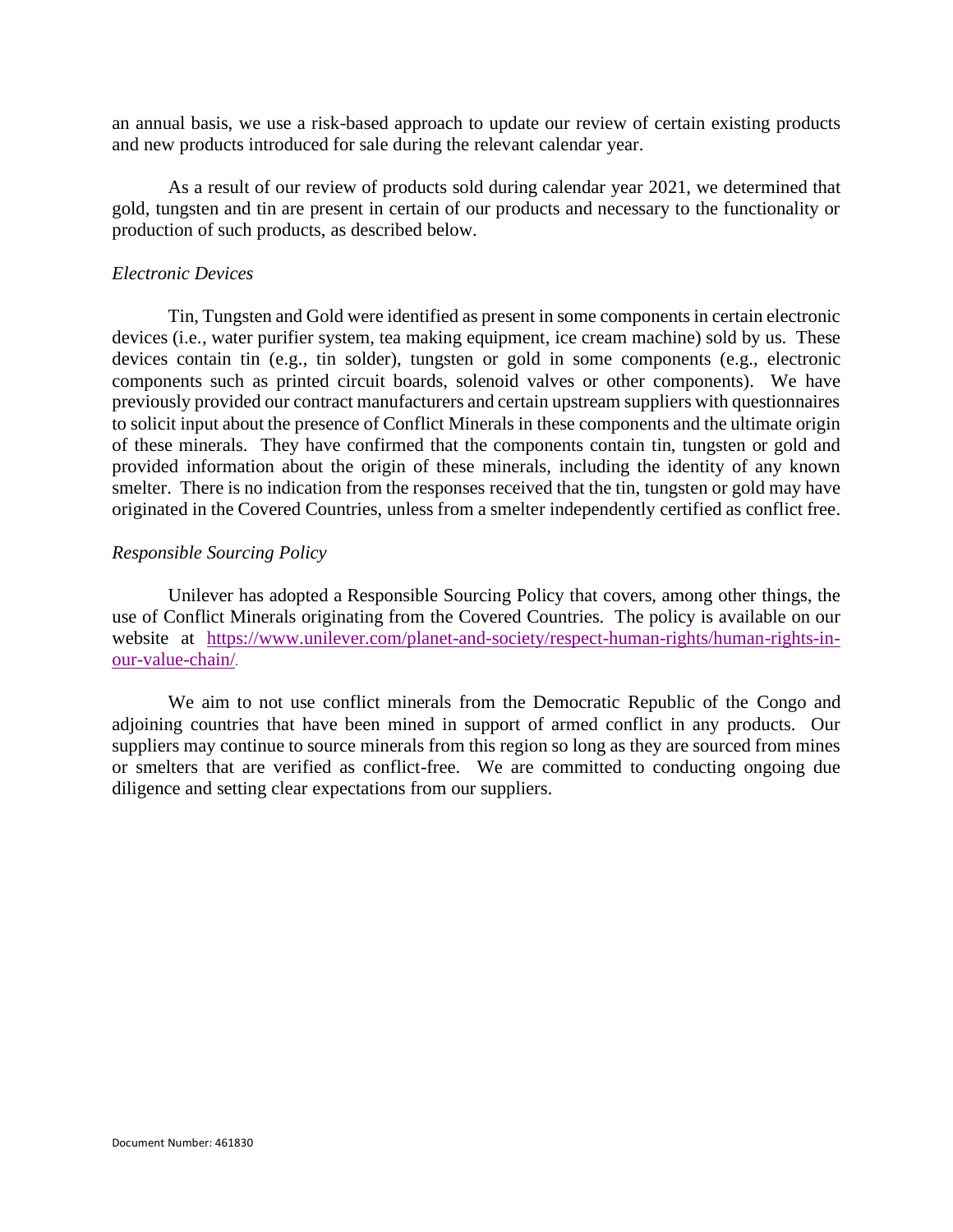an annual basis, we use a risk-based approach to update our review of certain existing products and new products introduced for sale during the relevant calendar year.

As a result of our review of products sold during calendar year 2021, we determined that gold, tungsten and tin are present in certain of our products and necessary to the functionality or production of such products, as described below.

*Electronic Devices*

Tin, Tungsten and Gold were identified as present in some components in certain electronic devices (i.e., water purifier system, tea making equipment, ice cream machine) sold by us. These devices contain tin (e.g., tin solder), tungsten or gold in some components (e.g., electronic components such as printed circuit boards, solenoid valves or other components). We have previously provided our contract manufacturers and certain upstream suppliers with questionnaires to solicit input about the presence of Conflict Minerals in these components and the ultimate origin of these minerals. They have confirmed that the components contain tin, tungsten or gold and provided information about the origin of these minerals, including the identity of any known smelter. There is no indication from the responses received that the tin, tungsten or gold may have originated in the Covered Countries, unless from a smelter independently certified as conflict free.

*Responsible Sourcing Policy*

Unilever has adopted a Responsible Sourcing Policy that covers, among other things, the use of Conflict Minerals originating from the Covered Countries. The policy is available on our website at https://www.unilever.com/planet-and-society/respect-human-rights/human-rights-in-our-value-chain/.

We aim to not use conflict minerals from the Democratic Republic of the Congo and adjoining countries that have been mined in support of armed conflict in any products. Our suppliers may continue to source minerals from this region so long as they are sourced from mines or smelters that are verified as conflict-free. We are committed to conducting ongoing due diligence and setting clear expectations from our suppliers.

Document Number: 461830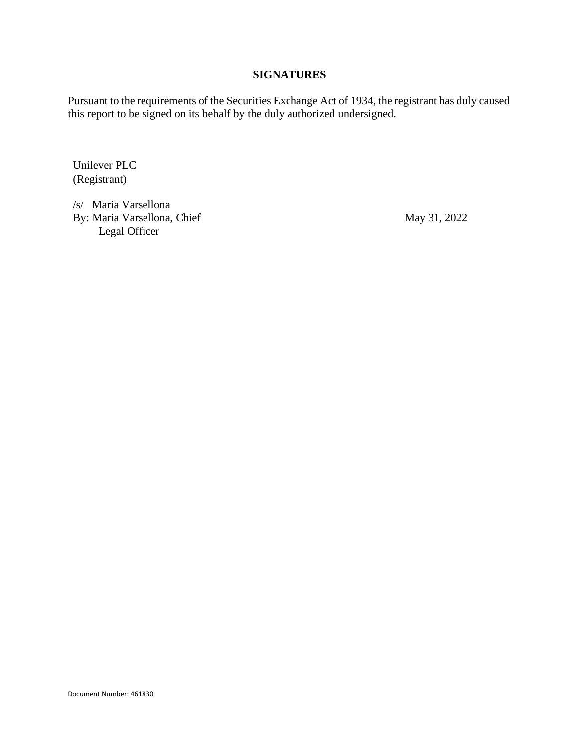## SIGNATURES

Pursuant to the requirements of the Securities Exchange Act of 1934, the registrant has duly caused this report to be signed on its behalf by the duly authorized undersigned.

Unilever PLC
(Registrant)

/s/ Maria Varsellona
By: Maria Varsellona, Chief Legal Officer

May 31, 2022

Document Number: 461830